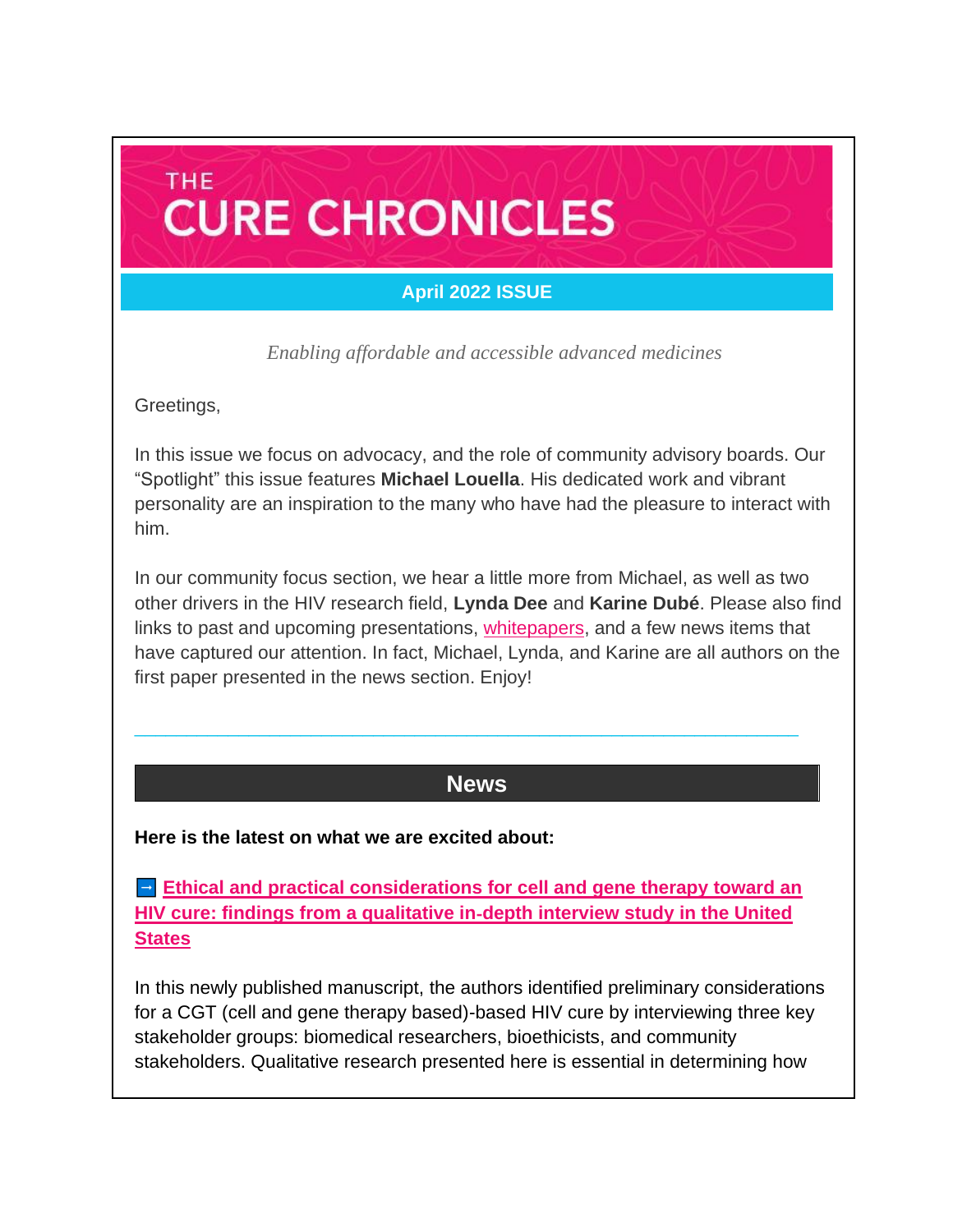# THE CURE CHRONICLES

**April 2022 ISSUE**

*Enabling affordable and accessible advanced medicines*

Greetings,

In this issue we focus on advocacy, and the role of community advisory boards. Our "Spotlight" this issue features **Michael Louella**. His dedicated work and vibrant personality are an inspiration to the many who have had the pleasure to interact with him.

In our community focus section, we hear a little more from Michael, as well as two other drivers in the HIV research field, **Lynda Dee** and **Karine Dubé**. Please also find links to past and upcoming presentations, whitepapers, and a few news items that have captured our attention. In fact, Michael, Lynda, and Karine are all authors on the first paper presented in the news section. Enjoy!

---

## News

**Here is the latest on what we are excited about:**

➡ **Ethical and practical considerations for cell and gene therapy toward an HIV cure: findings from a qualitative in-depth interview study in the United States**

In this newly published manuscript, the authors identified preliminary considerations for a CGT (cell and gene therapy based)-based HIV cure by interviewing three key stakeholder groups: biomedical researchers, bioethicists, and community stakeholders. Qualitative research presented here is essential in determining how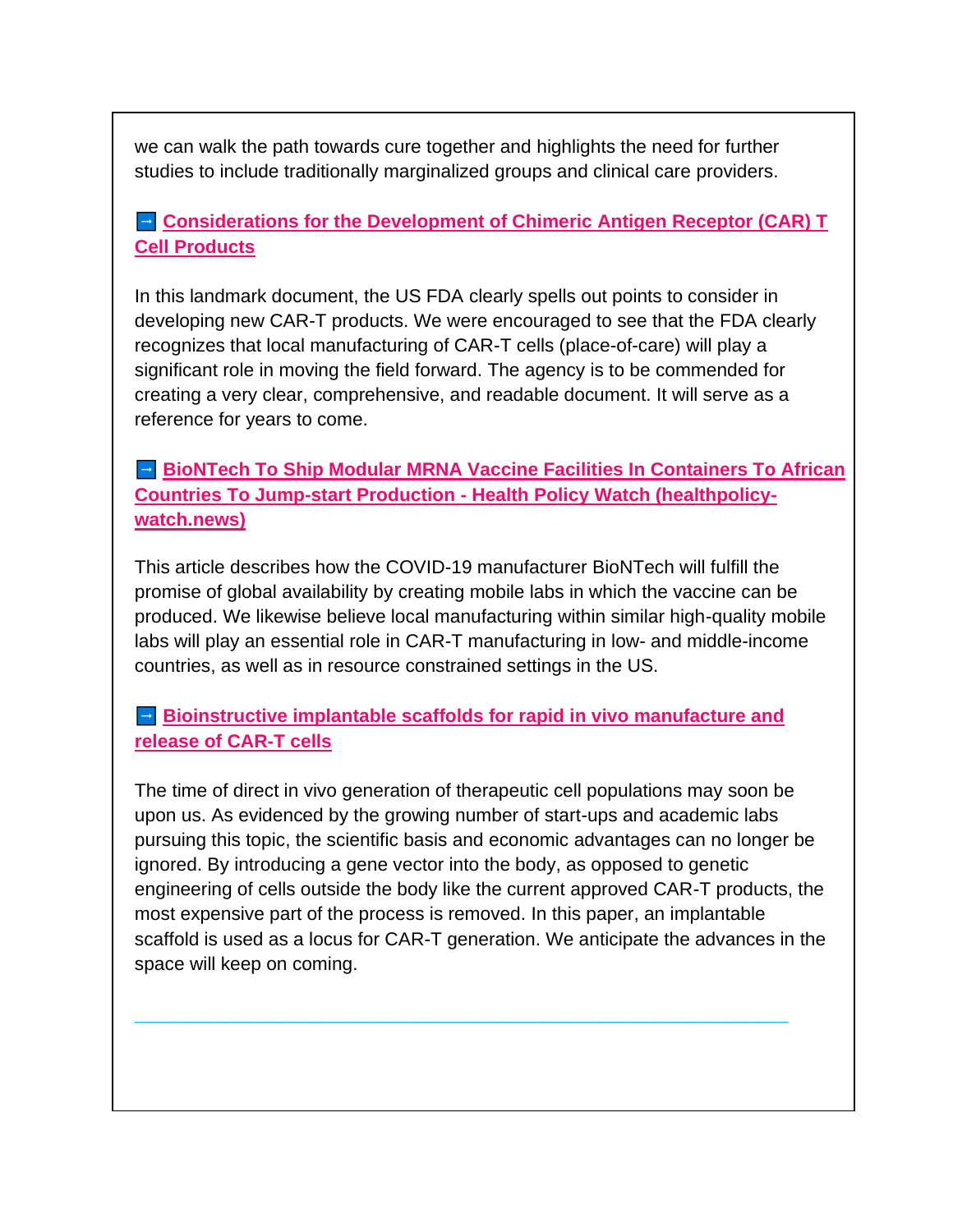we can walk the path towards cure together and highlights the need for further studies to include traditionally marginalized groups and clinical care providers.

➡ **Considerations for the Development of Chimeric Antigen Receptor (CAR) T Cell Products**

In this landmark document, the US FDA clearly spells out points to consider in developing new CAR-T products. We were encouraged to see that the FDA clearly recognizes that local manufacturing of CAR-T cells (place-of-care) will play a significant role in moving the field forward. The agency is to be commended for creating a very clear, comprehensive, and readable document. It will serve as a reference for years to come.

➡ **BioNTech To Ship Modular MRNA Vaccine Facilities In Containers To African Countries To Jump-start Production - Health Policy Watch (healthpolicy-watch.news)**

This article describes how the COVID-19 manufacturer BioNTech will fulfill the promise of global availability by creating mobile labs in which the vaccine can be produced. We likewise believe local manufacturing within similar high-quality mobile labs will play an essential role in CAR-T manufacturing in low- and middle-income countries, as well as in resource constrained settings in the US.

➡ **Bioinstructive implantable scaffolds for rapid in vivo manufacture and release of CAR-T cells**

The time of direct in vivo generation of therapeutic cell populations may soon be upon us. As evidenced by the growing number of start-ups and academic labs pursuing this topic, the scientific basis and economic advantages can no longer be ignored. By introducing a gene vector into the body, as opposed to genetic engineering of cells outside the body like the current approved CAR-T products, the most expensive part of the process is removed. In this paper, an implantable scaffold is used as a locus for CAR-T generation. We anticipate the advances in the space will keep on coming.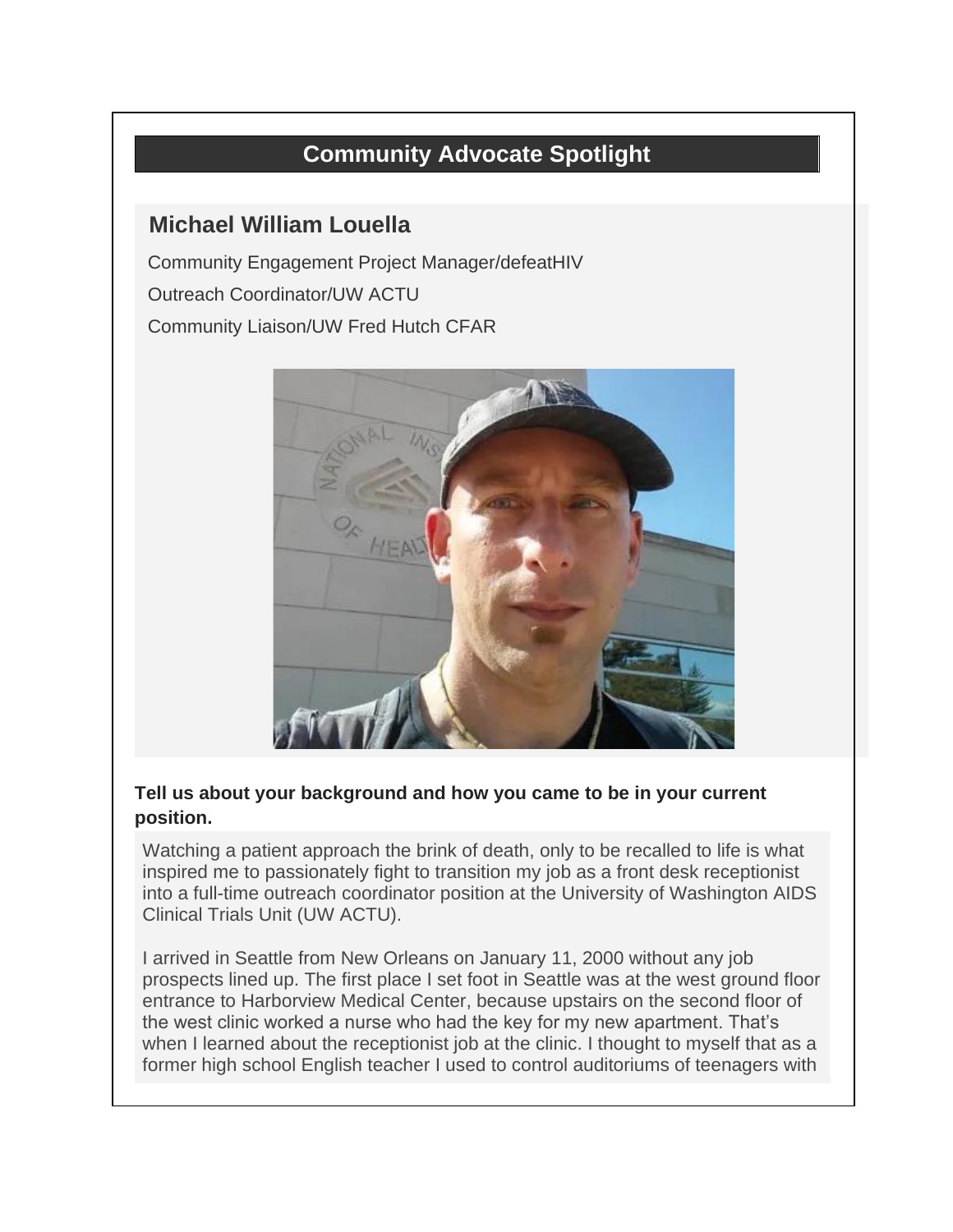## Community Advocate Spotlight

### Michael William Louella

Community Engagement Project Manager/defeatHIV

Outreach Coordinator/UW ACTU

Community Liaison/UW Fred Hutch CFAR

**Tell us about your background and how you came to be in your current position.**

Watching a patient approach the brink of death, only to be recalled to life is what inspired me to passionately fight to transition my job as a front desk receptionist into a full-time outreach coordinator position at the University of Washington AIDS Clinical Trials Unit (UW ACTU).

I arrived in Seattle from New Orleans on January 11, 2000 without any job prospects lined up. The first place I set foot in Seattle was at the west ground floor entrance to Harborview Medical Center, because upstairs on the second floor of the west clinic worked a nurse who had the key for my new apartment. That's when I learned about the receptionist job at the clinic. I thought to myself that as a former high school English teacher I used to control auditoriums of teenagers with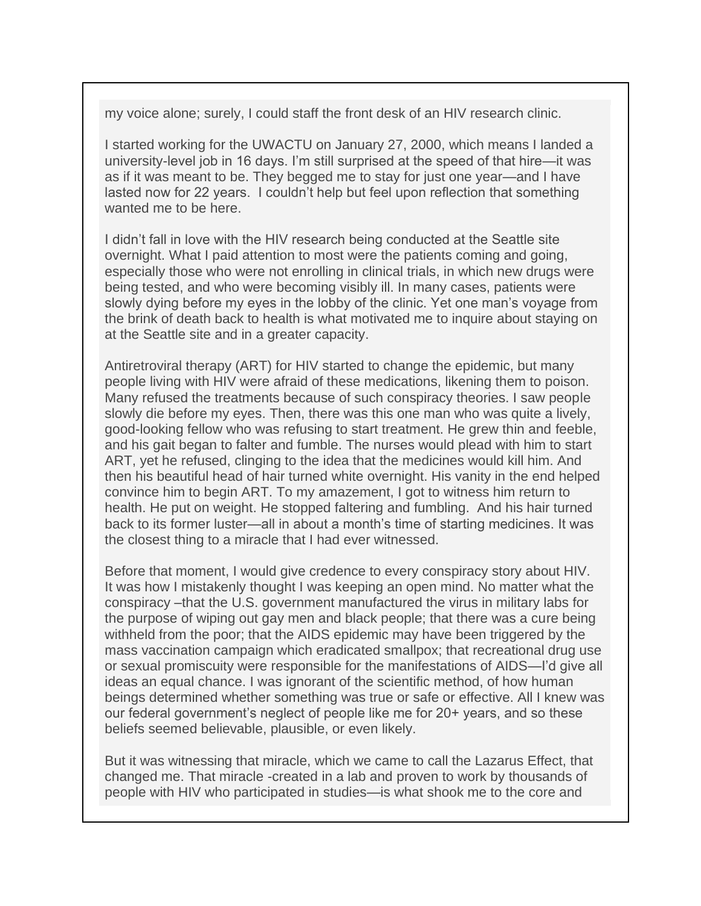my voice alone; surely, I could staff the front desk of an HIV research clinic.

I started working for the UWACTU on January 27, 2000, which means I landed a university-level job in 16 days. I'm still surprised at the speed of that hire—it was as if it was meant to be. They begged me to stay for just one year—and I have lasted now for 22 years.  I couldn't help but feel upon reflection that something wanted me to be here.

I didn't fall in love with the HIV research being conducted at the Seattle site overnight. What I paid attention to most were the patients coming and going, especially those who were not enrolling in clinical trials, in which new drugs were being tested, and who were becoming visibly ill. In many cases, patients were slowly dying before my eyes in the lobby of the clinic. Yet one man's voyage from the brink of death back to health is what motivated me to inquire about staying on at the Seattle site and in a greater capacity.

Antiretroviral therapy (ART) for HIV started to change the epidemic, but many people living with HIV were afraid of these medications, likening them to poison. Many refused the treatments because of such conspiracy theories. I saw people slowly die before my eyes. Then, there was this one man who was quite a lively, good-looking fellow who was refusing to start treatment. He grew thin and feeble, and his gait began to falter and fumble. The nurses would plead with him to start ART, yet he refused, clinging to the idea that the medicines would kill him. And then his beautiful head of hair turned white overnight. His vanity in the end helped convince him to begin ART. To my amazement, I got to witness him return to health. He put on weight. He stopped faltering and fumbling.  And his hair turned back to its former luster—all in about a month's time of starting medicines. It was the closest thing to a miracle that I had ever witnessed.

Before that moment, I would give credence to every conspiracy story about HIV. It was how I mistakenly thought I was keeping an open mind. No matter what the conspiracy –that the U.S. government manufactured the virus in military labs for the purpose of wiping out gay men and black people; that there was a cure being withheld from the poor; that the AIDS epidemic may have been triggered by the mass vaccination campaign which eradicated smallpox; that recreational drug use or sexual promiscuity were responsible for the manifestations of AIDS—I'd give all ideas an equal chance. I was ignorant of the scientific method, of how human beings determined whether something was true or safe or effective. All I knew was our federal government's neglect of people like me for 20+ years, and so these beliefs seemed believable, plausible, or even likely.

But it was witnessing that miracle, which we came to call the Lazarus Effect, that changed me. That miracle -created in a lab and proven to work by thousands of people with HIV who participated in studies—is what shook me to the core and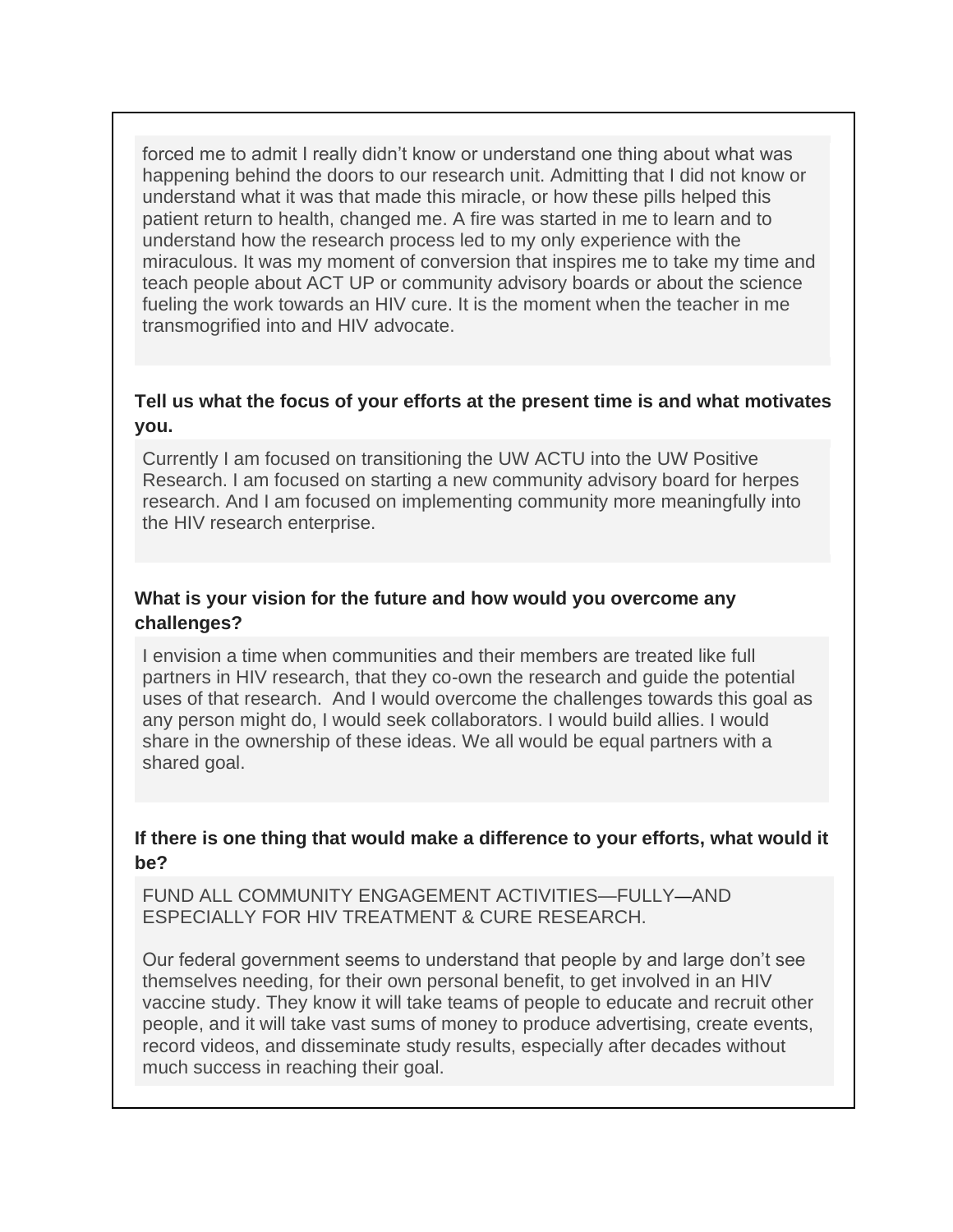forced me to admit I really didn't know or understand one thing about what was happening behind the doors to our research unit. Admitting that I did not know or understand what it was that made this miracle, or how these pills helped this patient return to health, changed me. A fire was started in me to learn and to understand how the research process led to my only experience with the miraculous. It was my moment of conversion that inspires me to take my time and teach people about ACT UP or community advisory boards or about the science fueling the work towards an HIV cure. It is the moment when the teacher in me transmogrified into and HIV advocate.

**Tell us what the focus of your efforts at the present time is and what motivates you.**

Currently I am focused on transitioning the UW ACTU into the UW Positive Research. I am focused on starting a new community advisory board for herpes research. And I am focused on implementing community more meaningfully into the HIV research enterprise.

**What is your vision for the future and how would you overcome any challenges?**

I envision a time when communities and their members are treated like full partners in HIV research, that they co-own the research and guide the potential uses of that research. And I would overcome the challenges towards this goal as any person might do, I would seek collaborators. I would build allies. I would share in the ownership of these ideas. We all would be equal partners with a shared goal.

**If there is one thing that would make a difference to your efforts, what would it be?**

FUND ALL COMMUNITY ENGAGEMENT ACTIVITIES—FULLY—AND ESPECIALLY FOR HIV TREATMENT & CURE RESEARCH.

Our federal government seems to understand that people by and large don't see themselves needing, for their own personal benefit, to get involved in an HIV vaccine study. They know it will take teams of people to educate and recruit other people, and it will take vast sums of money to produce advertising, create events, record videos, and disseminate study results, especially after decades without much success in reaching their goal.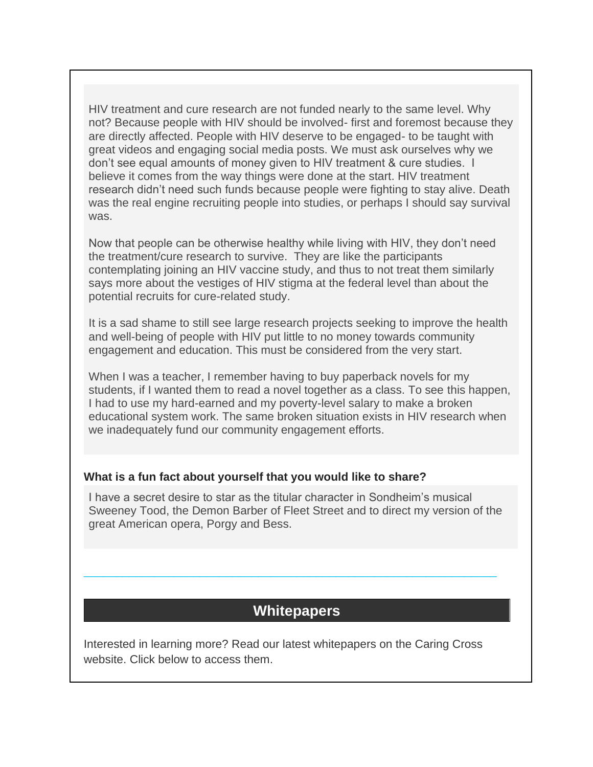HIV treatment and cure research are not funded nearly to the same level. Why not? Because people with HIV should be involved- first and foremost because they are directly affected. People with HIV deserve to be engaged- to be taught with great videos and engaging social media posts. We must ask ourselves why we don't see equal amounts of money given to HIV treatment & cure studies. I believe it comes from the way things were done at the start. HIV treatment research didn't need such funds because people were fighting to stay alive. Death was the real engine recruiting people into studies, or perhaps I should say survival was.

Now that people can be otherwise healthy while living with HIV, they don't need the treatment/cure research to survive. They are like the participants contemplating joining an HIV vaccine study, and thus to not treat them similarly says more about the vestiges of HIV stigma at the federal level than about the potential recruits for cure-related study.

It is a sad shame to still see large research projects seeking to improve the health and well-being of people with HIV put little to no money towards community engagement and education. This must be considered from the very start.

When I was a teacher, I remember having to buy paperback novels for my students, if I wanted them to read a novel together as a class. To see this happen, I had to use my hard-earned and my poverty-level salary to make a broken educational system work. The same broken situation exists in HIV research when we inadequately fund our community engagement efforts.

**What is a fun fact about yourself that you would like to share?**

I have a secret desire to star as the titular character in Sondheim's musical Sweeney Tood, the Demon Barber of Fleet Street and to direct my version of the great American opera, Porgy and Bess.

---

## Whitepapers

Interested in learning more? Read our latest whitepapers on the Caring Cross website. Click below to access them.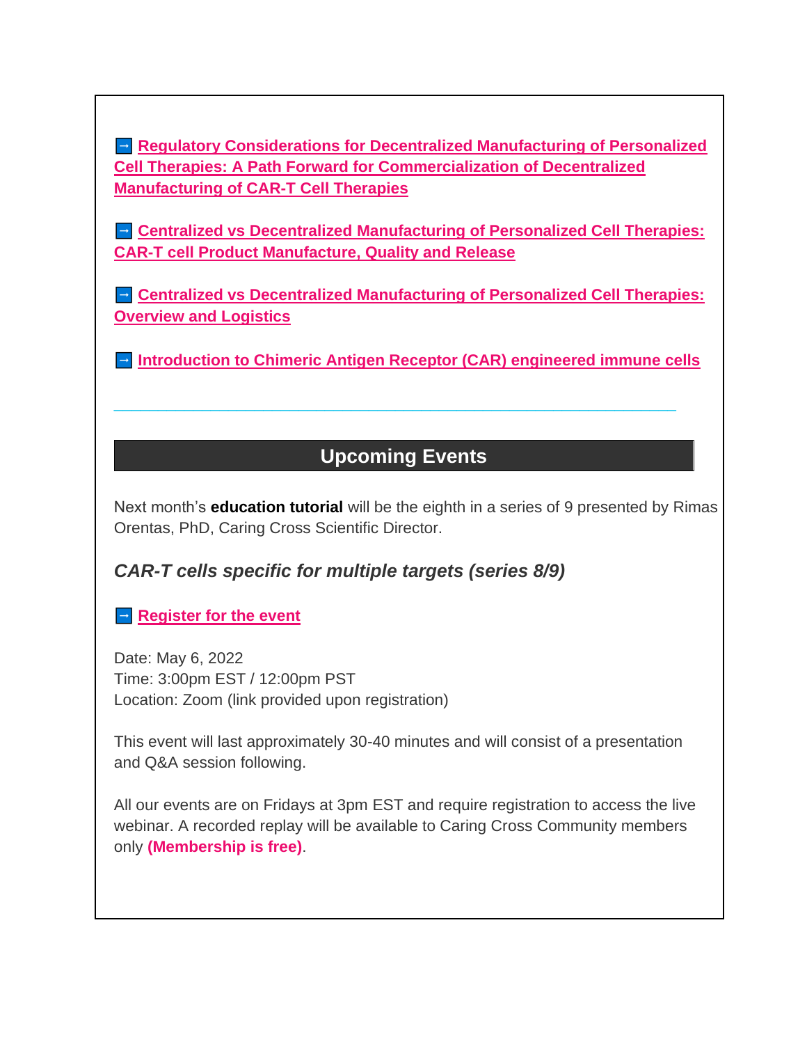➡ **Regulatory Considerations for Decentralized Manufacturing of Personalized Cell Therapies: A Path Forward for Commercialization of Decentralized Manufacturing of CAR-T Cell Therapies**

➡ **Centralized vs Decentralized Manufacturing of Personalized Cell Therapies: CAR-T cell Product Manufacture, Quality and Release**

➡ **Centralized vs Decentralized Manufacturing of Personalized Cell Therapies: Overview and Logistics**

➡ **Introduction to Chimeric Antigen Receptor (CAR) engineered immune cells**

---

## Upcoming Events

Next month's **education tutorial** will be the eighth in a series of 9 presented by Rimas Orentas, PhD, Caring Cross Scientific Director.

### *CAR-T cells specific for multiple targets (series 8/9)*

➡ **Register for the event**

Date: May 6, 2022
Time: 3:00pm EST / 12:00pm PST
Location: Zoom (link provided upon registration)

This event will last approximately 30-40 minutes and will consist of a presentation and Q&A session following.

All our events are on Fridays at 3pm EST and require registration to access the live webinar. A recorded replay will be available to Caring Cross Community members only **(Membership is free)**.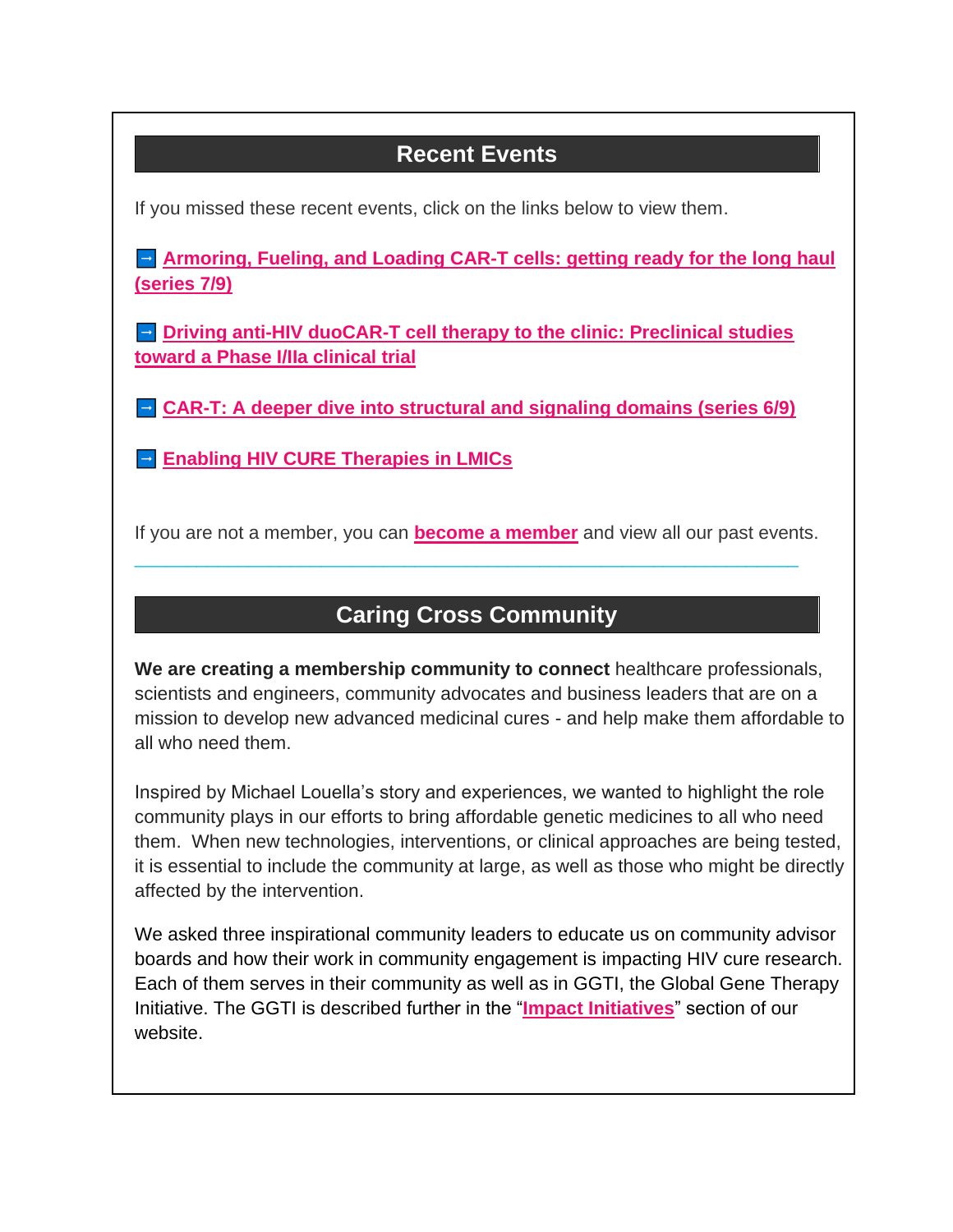## Recent Events

If you missed these recent events, click on the links below to view them.

→ **Armoring, Fueling, and Loading CAR-T cells: getting ready for the long haul (series 7/9)**

→ **Driving anti-HIV duoCAR-T cell therapy to the clinic: Preclinical studies toward a Phase I/IIa clinical trial**

→ **CAR-T: A deeper dive into structural and signaling domains (series 6/9)**

→ **Enabling HIV CURE Therapies in LMICs**

If you are not a member, you can **become a member** and view all our past events.

---

## Caring Cross Community

**We are creating a membership community to connect** healthcare professionals, scientists and engineers, community advocates and business leaders that are on a mission to develop new advanced medicinal cures - and help make them affordable to all who need them.

Inspired by Michael Louella's story and experiences, we wanted to highlight the role community plays in our efforts to bring affordable genetic medicines to all who need them. When new technologies, interventions, or clinical approaches are being tested, it is essential to include the community at large, as well as those who might be directly affected by the intervention.

We asked three inspirational community leaders to educate us on community advisor boards and how their work in community engagement is impacting HIV cure research. Each of them serves in their community as well as in GGTI, the Global Gene Therapy Initiative. The GGTI is described further in the "**Impact Initiatives**" section of our website.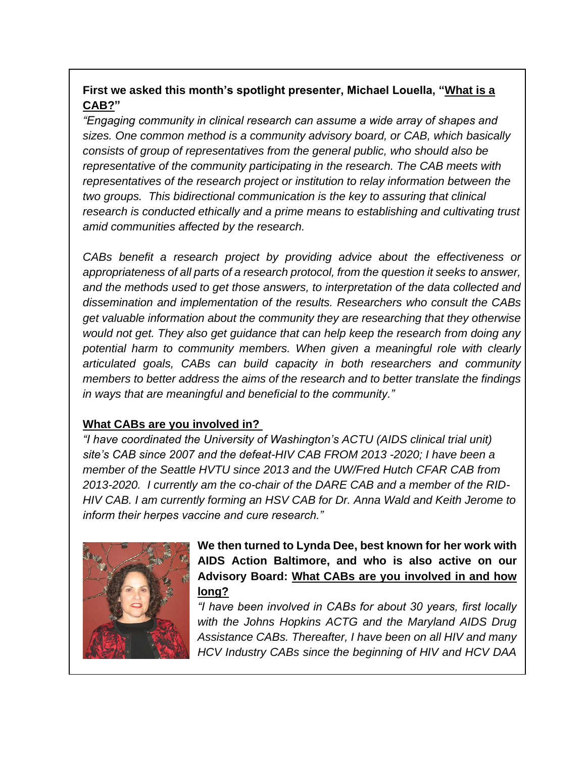**First we asked this month's spotlight presenter, Michael Louella, "<u>What is a CAB?</u>"**

*"Engaging community in clinical research can assume a wide array of shapes and sizes. One common method is a community advisory board, or CAB, which basically consists of group of representatives from the general public, who should also be representative of the community participating in the research. The CAB meets with representatives of the research project or institution to relay information between the two groups. This bidirectional communication is the key to assuring that clinical research is conducted ethically and a prime means to establishing and cultivating trust amid communities affected by the research.*

*CABs benefit a research project by providing advice about the effectiveness or appropriateness of all parts of a research protocol, from the question it seeks to answer, and the methods used to get those answers, to interpretation of the data collected and dissemination and implementation of the results. Researchers who consult the CABs get valuable information about the community they are researching that they otherwise would not get. They also get guidance that can help keep the research from doing any potential harm to community members. When given a meaningful role with clearly articulated goals, CABs can build capacity in both researchers and community members to better address the aims of the research and to better translate the findings in ways that are meaningful and beneficial to the community."*

**<u>What CABs are you involved in?</u>**

*"I have coordinated the University of Washington's ACTU (AIDS clinical trial unit) site's CAB since 2007 and the defeat-HIV CAB FROM 2013 -2020; I have been a member of the Seattle HVTU since 2013 and the UW/Fred Hutch CFAR CAB from 2013-2020. I currently am the co-chair of the DARE CAB and a member of the RID-HIV CAB. I am currently forming an HSV CAB for Dr. Anna Wald and Keith Jerome to inform their herpes vaccine and cure research."*

**We then turned to Lynda Dee, best known for her work with AIDS Action Baltimore, and who is also active on our Advisory Board: <u>What CABs are you involved in and how long?</u>**

*"I have been involved in CABs for about 30 years, first locally with the Johns Hopkins ACTG and the Maryland AIDS Drug Assistance CABs. Thereafter, I have been on all HIV and many HCV Industry CABs since the beginning of HIV and HCV DAA*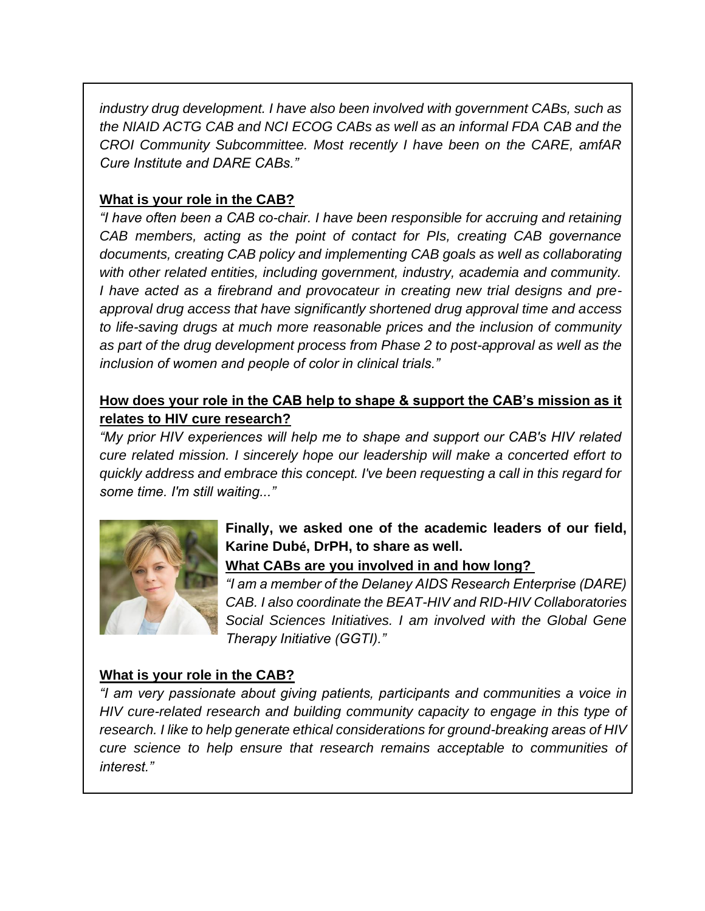*industry drug development. I have also been involved with government CABs, such as the NIAID ACTG CAB and NCI ECOG CABs as well as an informal FDA CAB and the CROI Community Subcommittee. Most recently I have been on the CARE, amfAR Cure Institute and DARE CABs."*

**<u>What is your role in the CAB?</u>**

*"I have often been a CAB co-chair. I have been responsible for accruing and retaining CAB members, acting as the point of contact for PIs, creating CAB governance documents, creating CAB policy and implementing CAB goals as well as collaborating with other related entities, including government, industry, academia and community. I have acted as a firebrand and provocateur in creating new trial designs and pre-approval drug access that have significantly shortened drug approval time and access to life-saving drugs at much more reasonable prices and the inclusion of community as part of the drug development process from Phase 2 to post-approval as well as the inclusion of women and people of color in clinical trials."*

**<u>How does your role in the CAB help to shape & support the CAB's mission as it relates to HIV cure research?</u>**

*"My prior HIV experiences will help me to shape and support our CAB's HIV related cure related mission. I sincerely hope our leadership will make a concerted effort to quickly address and embrace this concept. I've been requesting a call in this regard for some time. I'm still waiting..."*

**Finally, we asked one of the academic leaders of our field, Karine Dubé, DrPH, to share as well.**

**<u>What CABs are you involved in and how long?</u>**

*"I am a member of the Delaney AIDS Research Enterprise (DARE) CAB. I also coordinate the BEAT-HIV and RID-HIV Collaboratories Social Sciences Initiatives. I am involved with the Global Gene Therapy Initiative (GGTI)."*

**<u>What is your role in the CAB?</u>**

*"I am very passionate about giving patients, participants and communities a voice in HIV cure-related research and building community capacity to engage in this type of research. I like to help generate ethical considerations for ground-breaking areas of HIV cure science to help ensure that research remains acceptable to communities of interest."*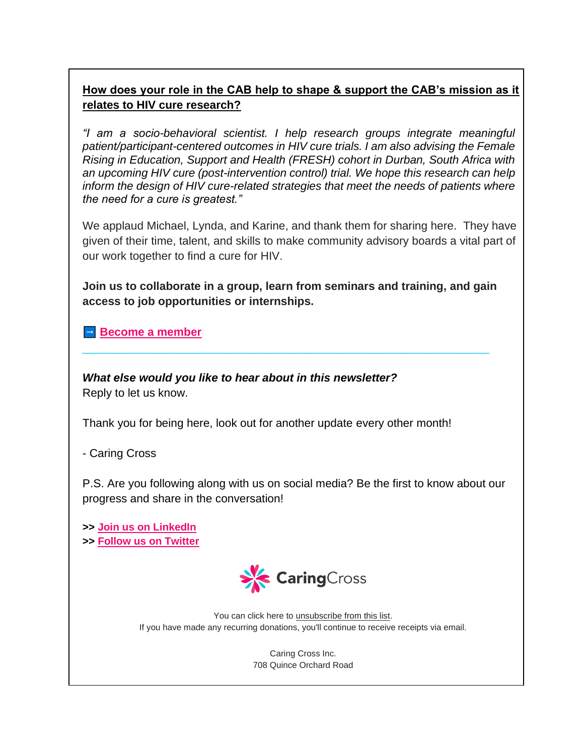**How does your role in the CAB help to shape & support the CAB's mission as it relates to HIV cure research?**

*"I am a socio-behavioral scientist. I help research groups integrate meaningful patient/participant-centered outcomes in HIV cure trials. I am also advising the Female Rising in Education, Support and Health (FRESH) cohort in Durban, South Africa with an upcoming HIV cure (post-intervention control) trial. We hope this research can help inform the design of HIV cure-related strategies that meet the needs of patients where the need for a cure is greatest."*

We applaud Michael, Lynda, and Karine, and thank them for sharing here. They have given of their time, talent, and skills to make community advisory boards a vital part of our work together to find a cure for HIV.

**Join us to collaborate in a group, learn from seminars and training, and gain access to job opportunities or internships.**

➡ **Become a member**

---

***What else would you like to hear about in this newsletter?***
Reply to let us know.

Thank you for being here, look out for another update every other month!

- Caring Cross

P.S. Are you following along with us on social media? Be the first to know about our progress and share in the conversation!

**>> Join us on LinkedIn**
**>> Follow us on Twitter**

CaringCross

You can click here to unsubscribe from this list.
If you have made any recurring donations, you'll continue to receive receipts via email.

Caring Cross Inc.
708 Quince Orchard Road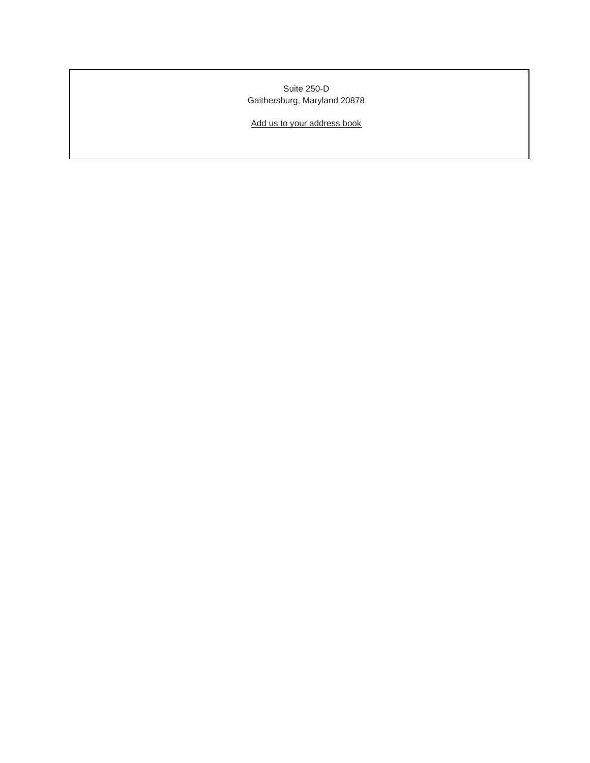Suite 250-D
Gaithersburg, Maryland 20878

Add us to your address book